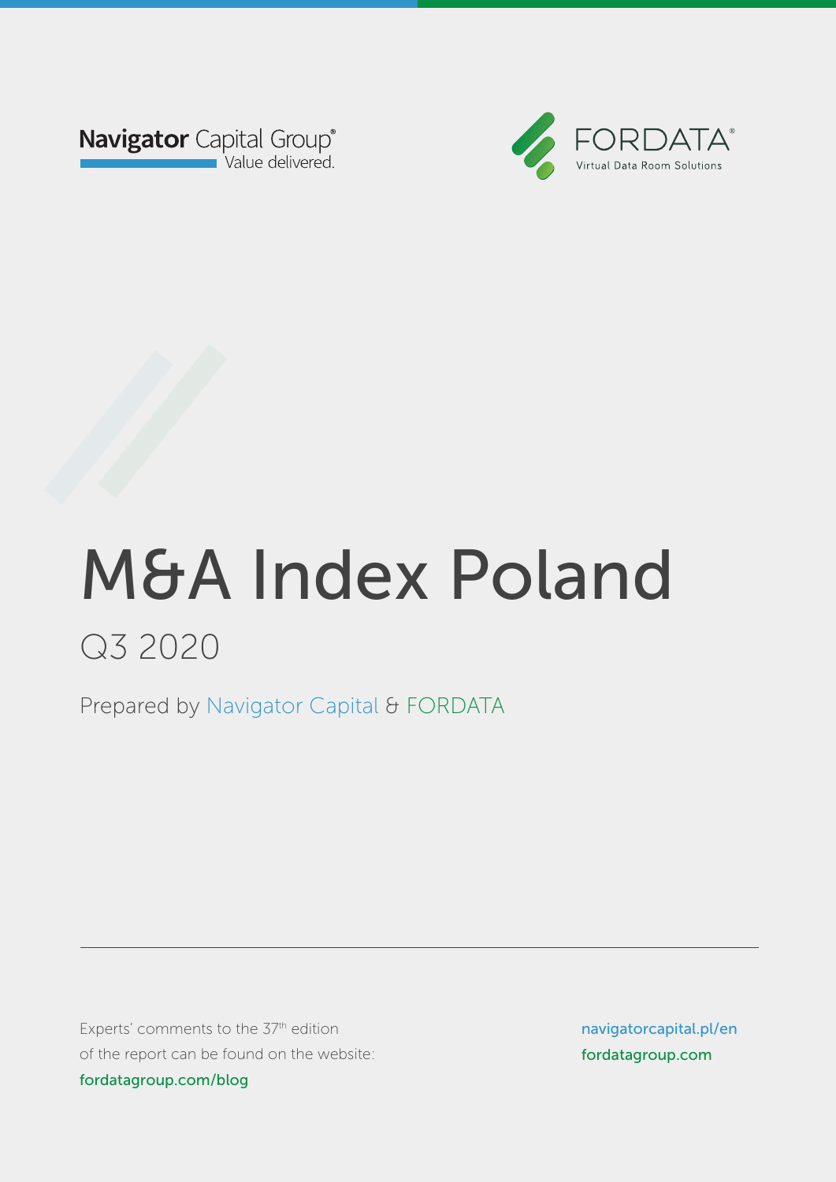Navigator Capital Group®
Value delivered.

FORDATA®
Virtual Data Room Solutions

# M&A Index Poland

## Q3 2020

Prepared by Navigator Capital & FORDATA

Experts' comments to the 37th edition of the report can be found on the website: fordatagroup.com/blog

navigatorcapital.pl/en
fordatagroup.com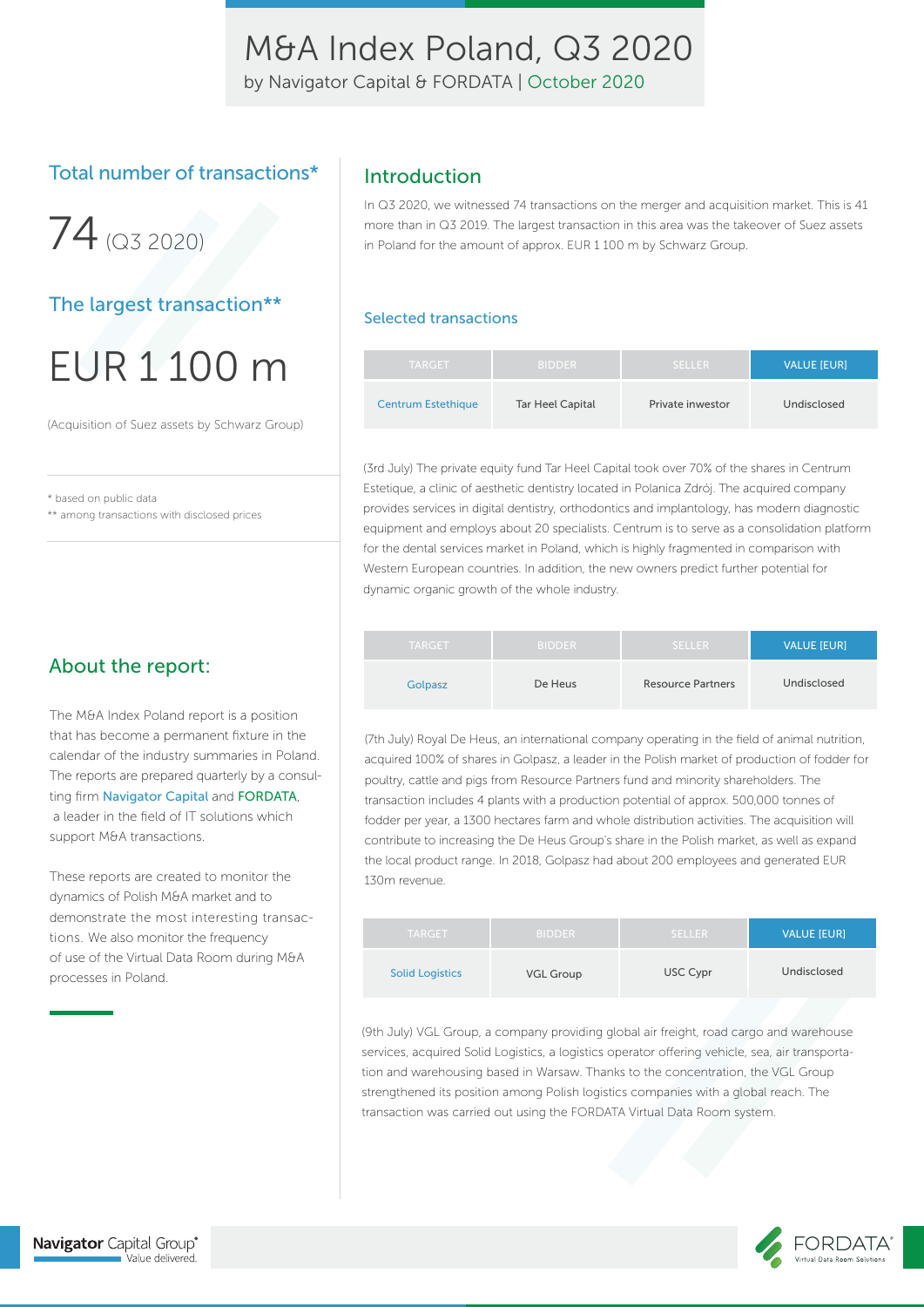# M&A Index Poland, Q3 2020

by Navigator Capital & FORDATA | October 2020

## Total number of transactions*

74 (Q3 2020)

## The largest transaction**

EUR 1 100 m

(Acquisition of Suez assets by Schwarz Group)

\* based on public data
\*\* among transactions with disclosed prices

## About the report:

The M&A Index Poland report is a position that has become a permanent fixture in the calendar of the industry summaries in Poland. The reports are prepared quarterly by a consulting firm Navigator Capital and FORDATA, a leader in the field of IT solutions which support M&A transactions.

These reports are created to monitor the dynamics of Polish M&A market and to demonstrate the most interesting transactions. We also monitor the frequency of use of the Virtual Data Room during M&A processes in Poland.

## Introduction

In Q3 2020, we witnessed 74 transactions on the merger and acquisition market. This is 41 more than in Q3 2019. The largest transaction in this area was the takeover of Suez assets in Poland for the amount of approx. EUR 1 100 m by Schwarz Group.

### Selected transactions

| TARGET | BIDDER | SELLER | VALUE [EUR] |
|---|---|---|---|
| Centrum Estethique | Tar Heel Capital | Private inwestor | Undisclosed |

(3rd July) The private equity fund Tar Heel Capital took over 70% of the shares in Centrum Estetique, a clinic of aesthetic dentistry located in Polanica Zdrój. The acquired company provides services in digital dentistry, orthodontics and implantology, has modern diagnostic equipment and employs about 20 specialists. Centrum is to serve as a consolidation platform for the dental services market in Poland, which is highly fragmented in comparison with Western European countries. In addition, the new owners predict further potential for dynamic organic growth of the whole industry.

| TARGET | BIDDER | SELLER | VALUE [EUR] |
|---|---|---|---|
| Golpasz | De Heus | Resource Partners | Undisclosed |

(7th July) Royal De Heus, an international company operating in the field of animal nutrition, acquired 100% of shares in Golpasz, a leader in the Polish market of production of fodder for poultry, cattle and pigs from Resource Partners fund and minority shareholders. The transaction includes 4 plants with a production potential of approx. 500,000 tonnes of fodder per year, a 1300 hectares farm and whole distribution activities. The acquisition will contribute to increasing the De Heus Group's share in the Polish market, as well as expand the local product range. In 2018, Golpasz had about 200 employees and generated EUR 130m revenue.

| TARGET | BIDDER | SELLER | VALUE [EUR] |
|---|---|---|---|
| Solid Logistics | VGL Group | USC Cypr | Undisclosed |

(9th July) VGL Group, a company providing global air freight, road cargo and warehouse services, acquired Solid Logistics, a logistics operator offering vehicle, sea, air transportation and warehousing based in Warsaw. Thanks to the concentration, the VGL Group strengthened its position among Polish logistics companies with a global reach. The transaction was carried out using the FORDATA Virtual Data Room system.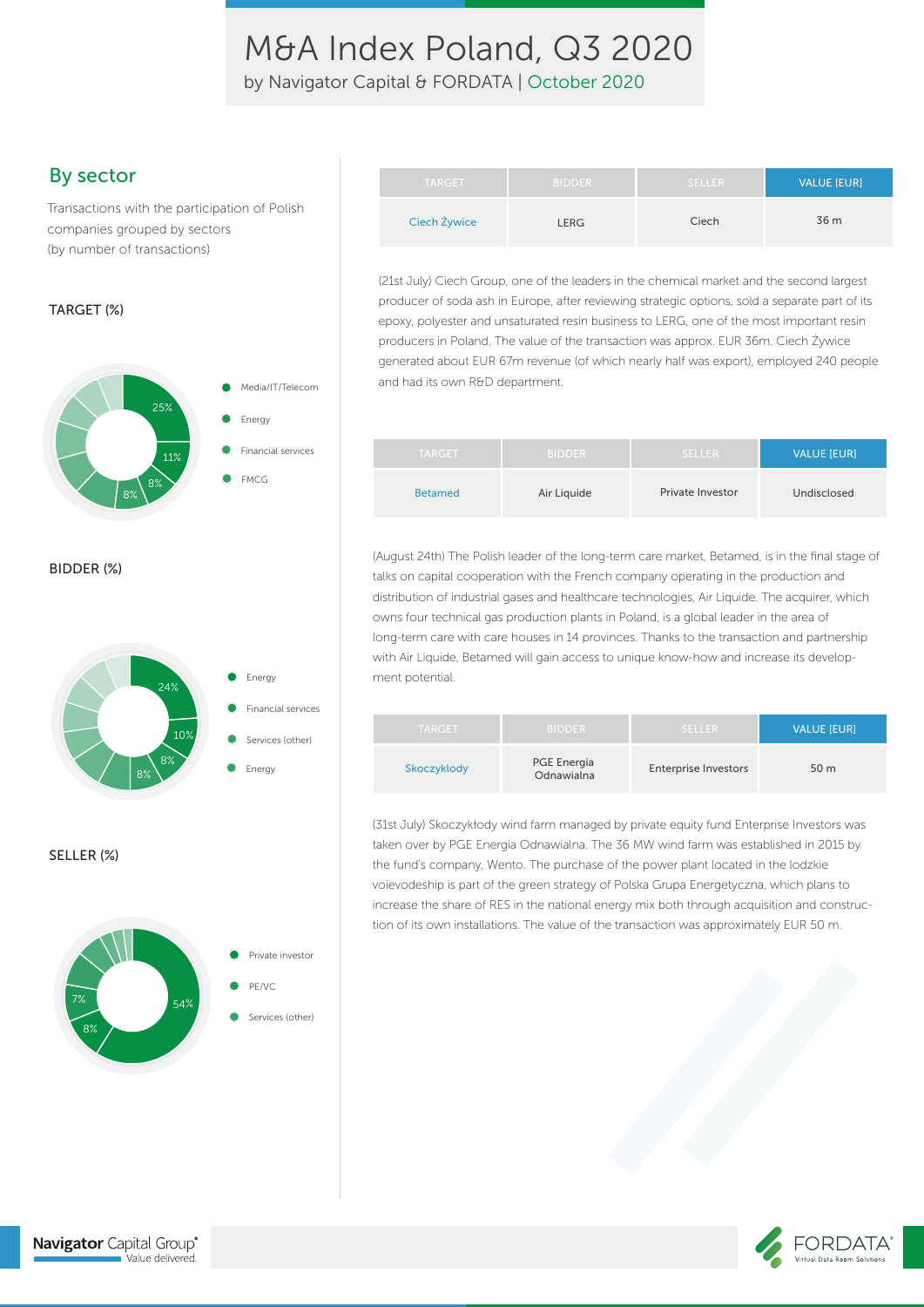# M&A Index Poland, Q3 2020

by Navigator Capital & FORDATA | October 2020

## By sector

Transactions with the participation of Polish companies grouped by sectors (by number of transactions)

### TARGET (%)

- Media/IT/Telecom 25%
- Energy 11%
- Financial services 8%
- FMCG 8%

### BIDDER (%)

- Energy 24%
- Financial services 10%
- Services (other) 8%
- Energy 8%

### SELLER (%)

- Private investor 54%
- PE/VC 8%
- Services (other) 7%

| TARGET | BIDDER | SELLER | VALUE [EUR] |
|---|---|---|---|
| Ciech Żywice | LERG | Ciech | 36 m |

(21st July) Ciech Group, one of the leaders in the chemical market and the second largest producer of soda ash in Europe, after reviewing strategic options, sold a separate part of its epoxy, polyester and unsaturated resin business to LERG, one of the most important resin producers in Poland. The value of the transaction was approx. EUR 36m. Ciech Żywice generated about EUR 67m revenue (of which nearly half was export), employed 240 people and had its own R&D department.

| TARGET | BIDDER | SELLER | VALUE [EUR] |
|---|---|---|---|
| Betamed | Air Liquide | Private Investor | Undisclosed |

(August 24th) The Polish leader of the long-term care market, Betamed, is in the final stage of talks on capital cooperation with the French company operating in the production and distribution of industrial gases and healthcare technologies, Air Liquide. The acquirer, which owns four technical gas production plants in Poland, is a global leader in the area of long-term care with care houses in 14 provinces. Thanks to the transaction and partnership with Air Liquide, Betamed will gain access to unique know-how and increase its development potential.

| TARGET | BIDDER | SELLER | VALUE [EUR] |
|---|---|---|---|
| Skoczyklody | PGE Energia Odnawialna | Enterprise Investors | 50 m |

(31st July) Skoczykłody wind farm managed by private equity fund Enterprise Investors was taken over by PGE Energia Odnawialna. The 36 MW wind farm was established in 2015 by the fund's company, Wento. The purchase of the power plant located in the lodzkie voievodeship is part of the green strategy of Polska Grupa Energetyczna, which plans to increase the share of RES in the national energy mix both through acquisition and construction of its own installations. The value of the transaction was approximately EUR 50 m.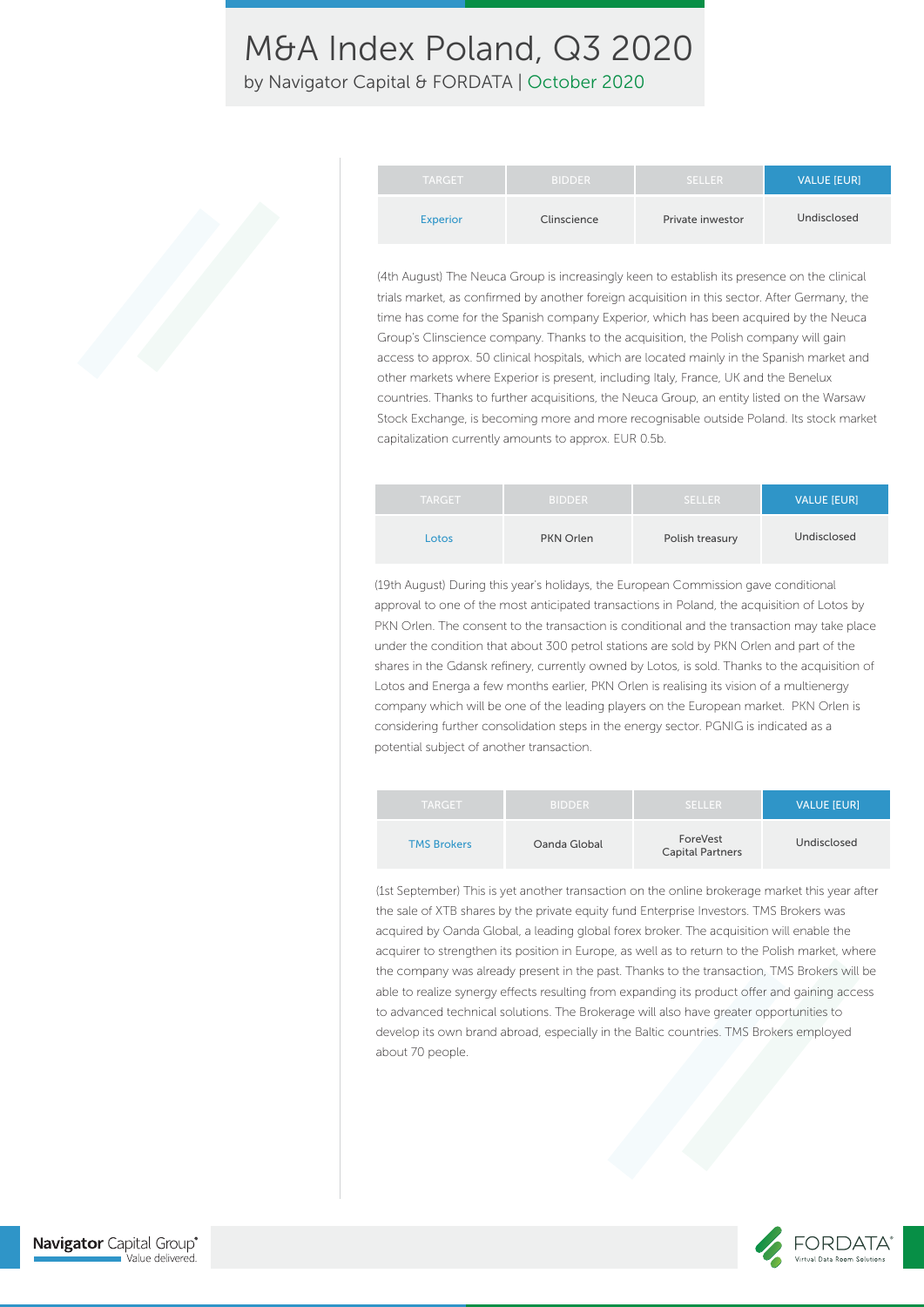| TARGET | BIDDER | SELLER | VALUE [EUR] |
|---|---|---|---|
| Experior | Clinscience | Private inwestor | Undisclosed |

(4th August) The Neuca Group is increasingly keen to establish its presence on the clinical trials market, as confirmed by another foreign acquisition in this sector. After Germany, the time has come for the Spanish company Experior, which has been acquired by the Neuca Group's Clinscience company. Thanks to the acquisition, the Polish company will gain access to approx. 50 clinical hospitals, which are located mainly in the Spanish market and other markets where Experior is present, including Italy, France, UK and the Benelux countries. Thanks to further acquisitions, the Neuca Group, an entity listed on the Warsaw Stock Exchange, is becoming more and more recognisable outside Poland. Its stock market capitalization currently amounts to approx. EUR 0.5b.

| TARGET | BIDDER | SELLER | VALUE [EUR] |
|---|---|---|---|
| Lotos | PKN Orlen | Polish treasury | Undisclosed |

(19th August) During this year's holidays, the European Commission gave conditional approval to one of the most anticipated transactions in Poland, the acquisition of Lotos by PKN Orlen. The consent to the transaction is conditional and the transaction may take place under the condition that about 300 petrol stations are sold by PKN Orlen and part of the shares in the Gdansk refinery, currently owned by Lotos, is sold. Thanks to the acquisition of Lotos and Energa a few months earlier, PKN Orlen is realising its vision of a multienergy company which will be one of the leading players on the European market. PKN Orlen is considering further consolidation steps in the energy sector. PGNIG is indicated as a potential subject of another transaction.

| TARGET | BIDDER | SELLER | VALUE [EUR] |
|---|---|---|---|
| TMS Brokers | Oanda Global | ForeVest Capital Partners | Undisclosed |

(1st September) This is yet another transaction on the online brokerage market this year after the sale of XTB shares by the private equity fund Enterprise Investors. TMS Brokers was acquired by Oanda Global, a leading global forex broker. The acquisition will enable the acquirer to strengthen its position in Europe, as well as to return to the Polish market, where the company was already present in the past. Thanks to the transaction, TMS Brokers will be able to realize synergy effects resulting from expanding its product offer and gaining access to advanced technical solutions. The Brokerage will also have greater opportunities to develop its own brand abroad, especially in the Baltic countries. TMS Brokers employed about 70 people.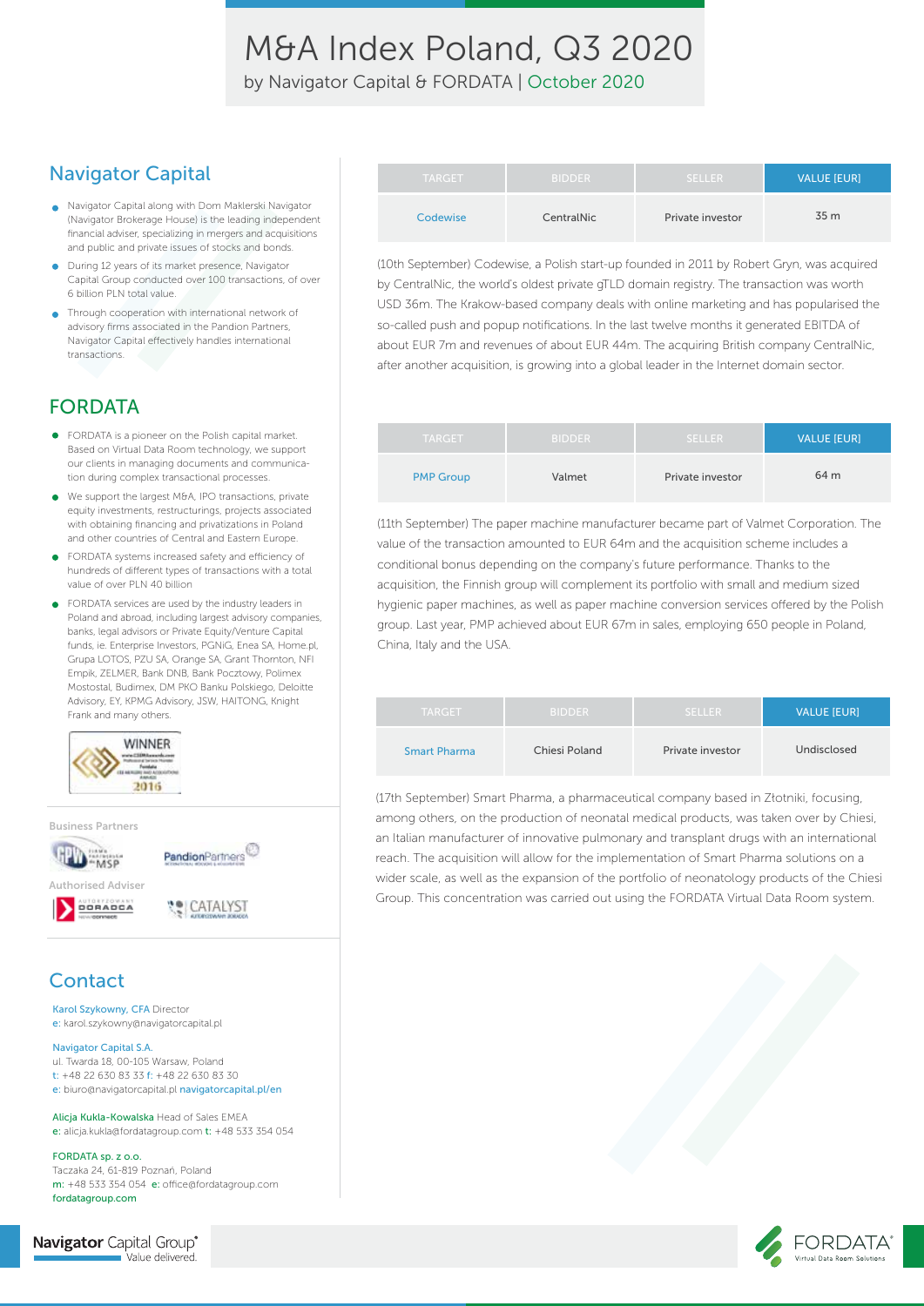# M&A Index Poland, Q3 2020

by Navigator Capital & FORDATA | October 2020

## Navigator Capital

- Navigator Capital along with Dom Maklerski Navigator (Navigator Brokerage House) is the leading independent financial adviser, specializing in mergers and acquisitions and public and private issues of stocks and bonds.
- During 12 years of its market presence, Navigator Capital Group conducted over 100 transactions, of over 6 billion PLN total value.
- Through cooperation with international network of advisory firms associated in the Pandion Partners, Navigator Capital effectively handles international transactions.

## FORDATA

- FORDATA is a pioneer on the Polish capital market. Based on Virtual Data Room technology, we support our clients in managing documents and communication during complex transactional processes.
- We support the largest M&A, IPO transactions, private equity investments, restructurings, projects associated with obtaining financing and privatizations in Poland and other countries of Central and Eastern Europe.
- FORDATA systems increased safety and efficiency of hundreds of different types of transactions with a total value of over PLN 40 billion
- FORDATA services are used by the industry leaders in Poland and abroad, including largest advisory companies, banks, legal advisors or Private Equity/Venture Capital funds, ie. Enterprise Investors, PGNiG, Enea SA, Home.pl, Grupa LOTOS, PZU SA, Orange SA, Grant Thornton, NFI Empik, ZELMER, Bank DNB, Bank Pocztowy, Polimex Mostostal, Budimex, DM PKO Banku Polskiego, Deloitte Advisory, EY, KPMG Advisory, JSW, HAITONG, Knight Frank and many others.

Business Partners

Authorised Adviser

## Contact

Karol Szykowny, CFA Director
e: karol.szykowny@navigatorcapital.pl

Navigator Capital S.A.
ul. Twarda 18, 00-105 Warsaw, Poland
t: +48 22 630 83 33 f: +48 22 630 83 30
e: biuro@navigatorcapital.pl navigatorcapital.pl/en

Alicja Kukla-Kowalska Head of Sales EMEA
e: alicja.kukla@fordatagroup.com t: +48 533 354 054

FORDATA sp. z o.o.
Taczaka 24, 61-819 Poznań, Poland
m: +48 533 354 054 e: office@fordatagroup.com
fordatagroup.com

| TARGET | BIDDER | SELLER | VALUE [EUR] |
|---|---|---|---|
| Codewise | CentralNic | Private investor | 35 m |

(10th September) Codewise, a Polish start-up founded in 2011 by Robert Gryn, was acquired by CentralNic, the world's oldest private gTLD domain registry. The transaction was worth USD 36m. The Krakow-based company deals with online marketing and has popularised the so-called push and popup notifications. In the last twelve months it generated EBITDA of about EUR 7m and revenues of about EUR 44m. The acquiring British company CentralNic, after another acquisition, is growing into a global leader in the Internet domain sector.

| TARGET | BIDDER | SELLER | VALUE [EUR] |
|---|---|---|---|
| PMP Group | Valmet | Private investor | 64 m |

(11th September) The paper machine manufacturer became part of Valmet Corporation. The value of the transaction amounted to EUR 64m and the acquisition scheme includes a conditional bonus depending on the company's future performance. Thanks to the acquisition, the Finnish group will complement its portfolio with small and medium sized hygienic paper machines, as well as paper machine conversion services offered by the Polish group. Last year, PMP achieved about EUR 67m in sales, employing 650 people in Poland, China, Italy and the USA.

| TARGET | BIDDER | SELLER | VALUE [EUR] |
|---|---|---|---|
| Smart Pharma | Chiesi Poland | Private investor | Undisclosed |

(17th September) Smart Pharma, a pharmaceutical company based in Złotniki, focusing, among others, on the production of neonatal medical products, was taken over by Chiesi, an Italian manufacturer of innovative pulmonary and transplant drugs with an international reach. The acquisition will allow for the implementation of Smart Pharma solutions on a wider scale, as well as the expansion of the portfolio of neonatology products of the Chiesi Group. This concentration was carried out using the FORDATA Virtual Data Room system.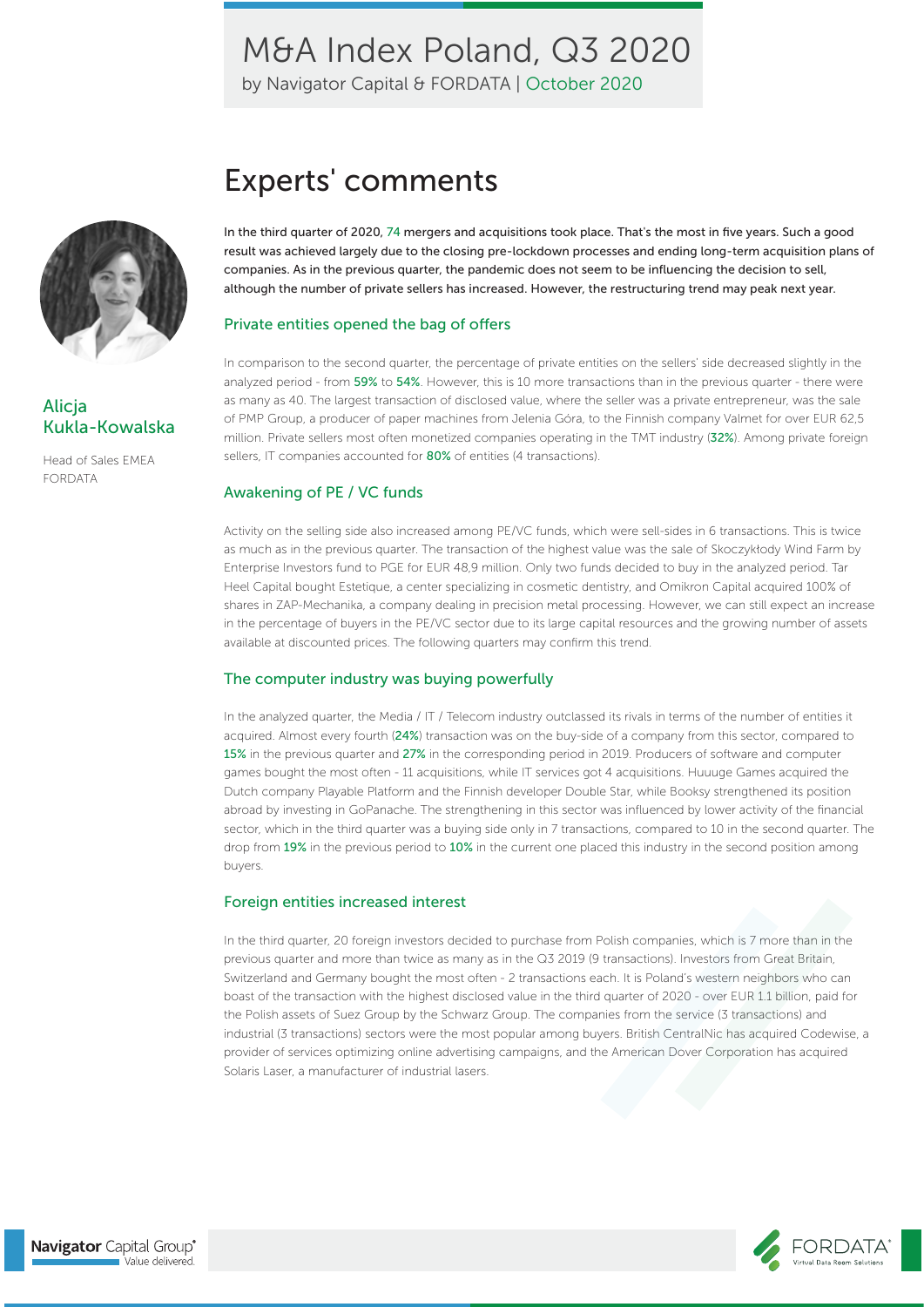# M&A Index Poland, Q3 2020

by Navigator Capital & FORDATA | October 2020

## Experts' comments

**Alicja Kukla-Kowalska**

Head of Sales EMEA FORDATA

**In the third quarter of 2020, 74 mergers and acquisitions took place. That's the most in five years. Such a good result was achieved largely due to the closing pre-lockdown processes and ending long-term acquisition plans of companies. As in the previous quarter, the pandemic does not seem to be influencing the decision to sell, although the number of private sellers has increased. However, the restructuring trend may peak next year.**

### Private entities opened the bag of offers

In comparison to the second quarter, the percentage of private entities on the sellers' side decreased slightly in the analyzed period - from **59%** to **54%**. However, this is 10 more transactions than in the previous quarter - there were as many as 40. The largest transaction of disclosed value, where the seller was a private entrepreneur, was the sale of PMP Group, a producer of paper machines from Jelenia Góra, to the Finnish company Valmet for over EUR 62,5 million. Private sellers most often monetized companies operating in the TMT industry (**32%**). Among private foreign sellers, IT companies accounted for **80%** of entities (4 transactions).

### Awakening of PE / VC funds

Activity on the selling side also increased among PE/VC funds, which were sell-sides in 6 transactions. This is twice as much as in the previous quarter. The transaction of the highest value was the sale of Skoczykłody Wind Farm by Enterprise Investors fund to PGE for EUR 48,9 million. Only two funds decided to buy in the analyzed period. Tar Heel Capital bought Estetique, a center specializing in cosmetic dentistry, and Omikron Capital acquired 100% of shares in ZAP-Mechanika, a company dealing in precision metal processing. However, we can still expect an increase in the percentage of buyers in the PE/VC sector due to its large capital resources and the growing number of assets available at discounted prices. The following quarters may confirm this trend.

### The computer industry was buying powerfully

In the analyzed quarter, the Media / IT / Telecom industry outclassed its rivals in terms of the number of entities it acquired. Almost every fourth (**24%**) transaction was on the buy-side of a company from this sector, compared to **15%** in the previous quarter and **27%** in the corresponding period in 2019. Producers of software and computer games bought the most often - 11 acquisitions, while IT services got 4 acquisitions. Huuuge Games acquired the Dutch company Playable Platform and the Finnish developer Double Star, while Booksy strengthened its position abroad by investing in GoPanache. The strengthening in this sector was influenced by lower activity of the financial sector, which in the third quarter was a buying side only in 7 transactions, compared to 10 in the second quarter. The drop from **19%** in the previous period to **10%** in the current one placed this industry in the second position among buyers.

### Foreign entities increased interest

In the third quarter, 20 foreign investors decided to purchase from Polish companies, which is 7 more than in the previous quarter and more than twice as many as in the Q3 2019 (9 transactions). Investors from Great Britain, Switzerland and Germany bought the most often - 2 transactions each. It is Poland's western neighbors who can boast of the transaction with the highest disclosed value in the third quarter of 2020 - over EUR 1.1 billion, paid for the Polish assets of Suez Group by the Schwarz Group. The companies from the service (3 transactions) and industrial (3 transactions) sectors were the most popular among buyers. British CentralNic has acquired Codewise, a provider of services optimizing online advertising campaigns, and the American Dover Corporation has acquired Solaris Laser, a manufacturer of industrial lasers.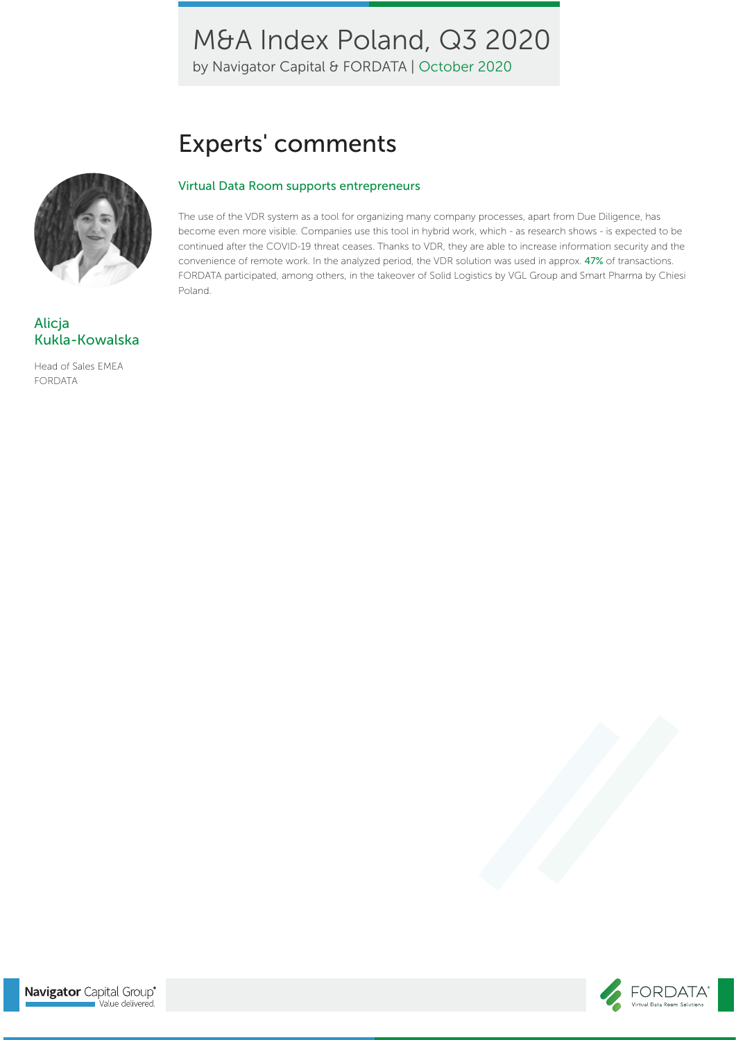# Experts' comments

## Virtual Data Room supports entrepreneurs

The use of the VDR system as a tool for organizing many company processes, apart from Due Diligence, has become even more visible. Companies use this tool in hybrid work, which - as research shows - is expected to be continued after the COVID-19 threat ceases. Thanks to VDR, they are able to increase information security and the convenience of remote work. In the analyzed period, the VDR solution was used in approx. **47%** of transactions. FORDATA participated, among others, in the takeover of Solid Logistics by VGL Group and Smart Pharma by Chiesi Poland.

**Alicja Kukla-Kowalska**

Head of Sales EMEA
FORDATA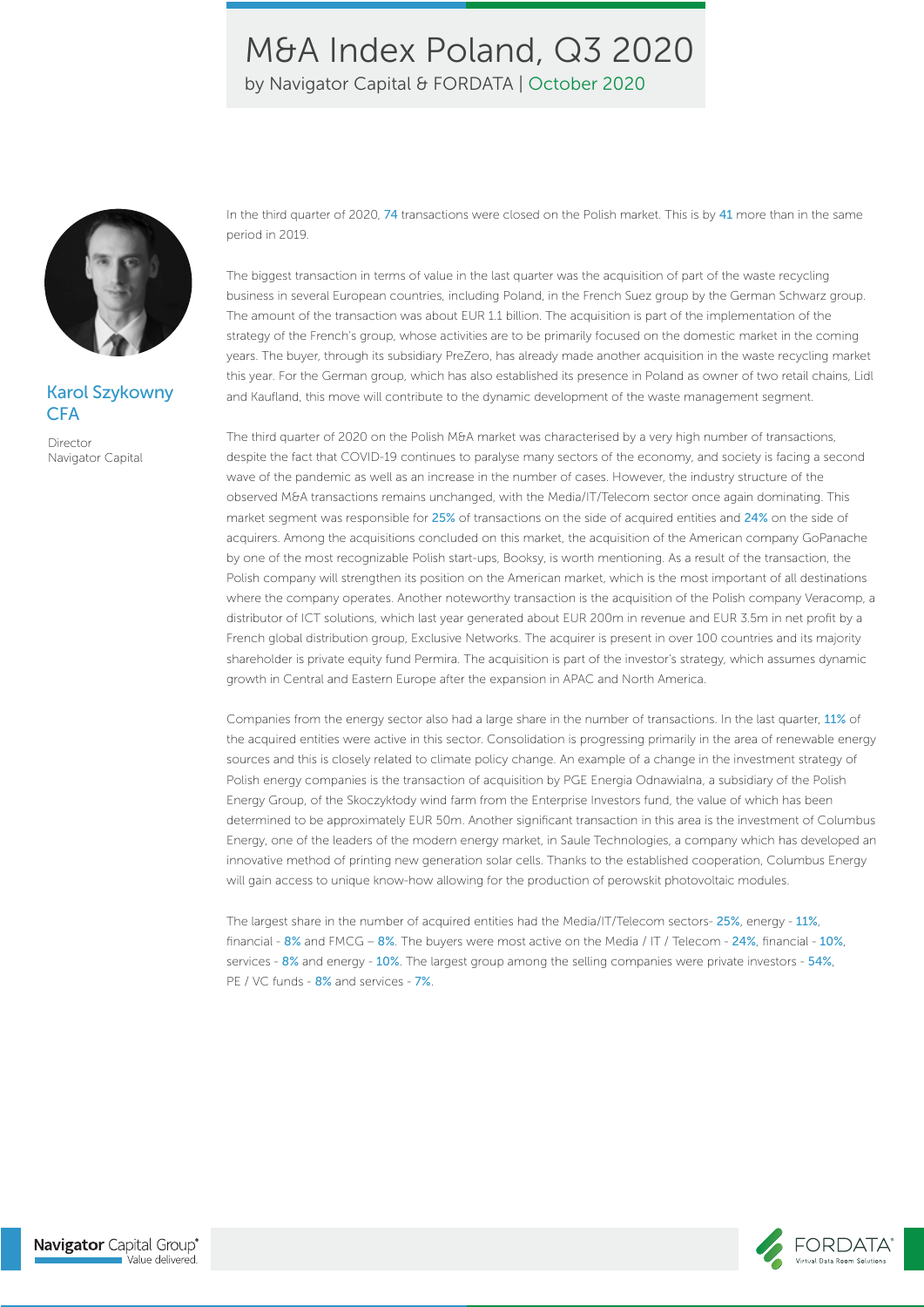# M&A Index Poland, Q3 2020

by Navigator Capital & FORDATA | October 2020

**Karol Szykowny CFA**

Director
Navigator Capital

In the third quarter of 2020, 74 transactions were closed on the Polish market. This is by 41 more than in the same period in 2019.

The biggest transaction in terms of value in the last quarter was the acquisition of part of the waste recycling business in several European countries, including Poland, in the French Suez group by the German Schwarz group. The amount of the transaction was about EUR 1.1 billion. The acquisition is part of the implementation of the strategy of the French's group, whose activities are to be primarily focused on the domestic market in the coming years. The buyer, through its subsidiary PreZero, has already made another acquisition in the waste recycling market this year. For the German group, which has also established its presence in Poland as owner of two retail chains, Lidl and Kaufland, this move will contribute to the dynamic development of the waste management segment.

The third quarter of 2020 on the Polish M&A market was characterised by a very high number of transactions, despite the fact that COVID-19 continues to paralyse many sectors of the economy, and society is facing a second wave of the pandemic as well as an increase in the number of cases. However, the industry structure of the observed M&A transactions remains unchanged, with the Media/IT/Telecom sector once again dominating. This market segment was responsible for 25% of transactions on the side of acquired entities and 24% on the side of acquirers. Among the acquisitions concluded on this market, the acquisition of the American company GoPanache by one of the most recognizable Polish start-ups, Booksy, is worth mentioning. As a result of the transaction, the Polish company will strengthen its position on the American market, which is the most important of all destinations where the company operates. Another noteworthy transaction is the acquisition of the Polish company Veracomp, a distributor of ICT solutions, which last year generated about EUR 200m in revenue and EUR 3.5m in net profit by a French global distribution group, Exclusive Networks. The acquirer is present in over 100 countries and its majority shareholder is private equity fund Permira. The acquisition is part of the investor's strategy, which assumes dynamic growth in Central and Eastern Europe after the expansion in APAC and North America.

Companies from the energy sector also had a large share in the number of transactions. In the last quarter, 11% of the acquired entities were active in this sector. Consolidation is progressing primarily in the area of renewable energy sources and this is closely related to climate policy change. An example of a change in the investment strategy of Polish energy companies is the transaction of acquisition by PGE Energia Odnawialna, a subsidiary of the Polish Energy Group, of the Skoczykłody wind farm from the Enterprise Investors fund, the value of which has been determined to be approximately EUR 50m. Another significant transaction in this area is the investment of Columbus Energy, one of the leaders of the modern energy market, in Saule Technologies, a company which has developed an innovative method of printing new generation solar cells. Thanks to the established cooperation, Columbus Energy will gain access to unique know-how allowing for the production of perowskit photovoltaic modules.

The largest share in the number of acquired entities had the Media/IT/Telecom sectors- 25%, energy - 11%, financial - 8% and FMCG – 8%. The buyers were most active on the Media / IT / Telecom - 24%, financial - 10%, services - 8% and energy - 10%. The largest group among the selling companies were private investors - 54%, PE / VC funds - 8% and services - 7%.